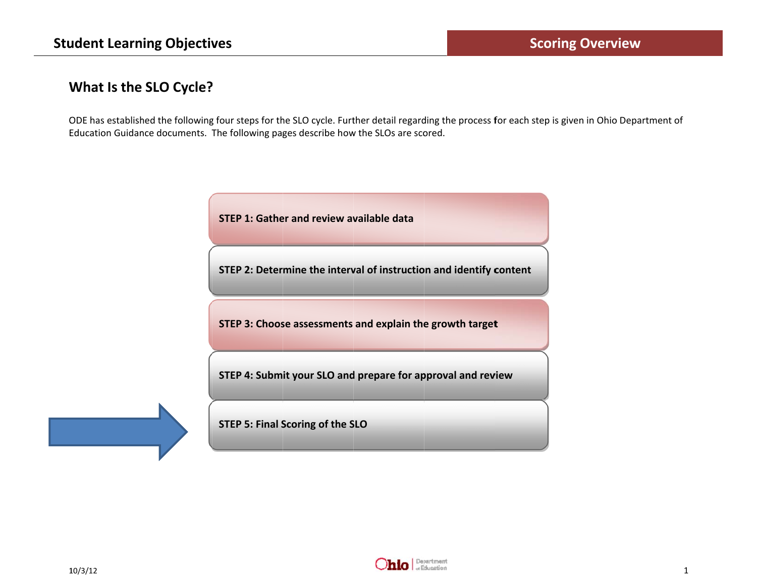# What Is the SLO Cycle?

ODE has established the following four steps for the SLO cycle. Further detail regarding the process for each step is given in Ohio Department of Education Guidance documents. The following pages describe how the SLOs are scored.

**STEP 1: Gather and review available data**

**STEP 2: Determine the interval of instruction and identify content**

**STEP 3: Choose assessments and explain the growth target**

**STEP 4: Submit your SLO and prepare for approval and review**

**STEP 5: Final Scoring of the SLO**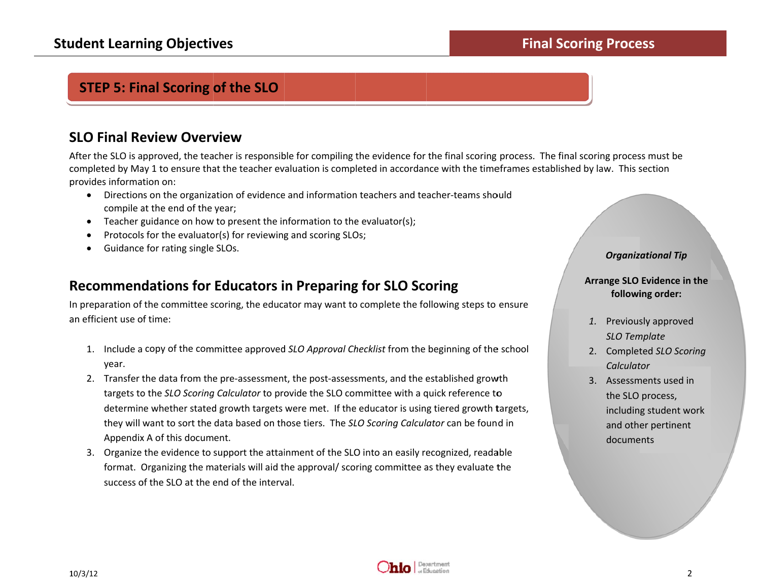## STEP 5: Final Scoring of the SLO

### SLO Final Review Overview

After the SLO is approved, the teacher is responsible for compiling the evidence for the final scoring process. The final scoring process must be completed by May 1 to ensure that the teacher evaluation is completed in accordance with the timeframes established by law. This section provides information on:

- Directions on the organization of evidence and information teachers and teacher-teams should compile at the end of the year;
- Teacher guidance on how to present the information to the evaluator(s);
- Protocols for the evaluator(s) for reviewing and scoring SLOs;
- Guidance for rating single SLOs.

### Recommendations for Educators in Preparing for SLO Scoring

In preparation of the committee scoring, the educator may want to complete the following steps to ensure an efficient use of time:

1. Include a copy of the committee approved *SLO Approval Checklist* from the beginning of the school year.
2. Transfer the data from the pre-assessment, the post-assessments, and the established growth targets to the *SLO Scoring Calculator* to provide the SLO committee with a quick reference to determine whether stated growth targets were met. If the educator is using tiered growth targets, they will want to sort the data based on those tiers. The *SLO Scoring Calculator* can be found in Appendix A of this document.
3. Organize the evidence to support the attainment of the SLO into an easily recognized, readable format. Organizing the materials will aid the approval/ scoring committee as they evaluate the success of the SLO at the end of the interval.

***Organizational Tip***

**Arrange SLO Evidence in the following order:**

1. Previously approved *SLO Template*
2. Completed *SLO Scoring Calculator*
3. Assessments used in the SLO process, including student work and other pertinent documents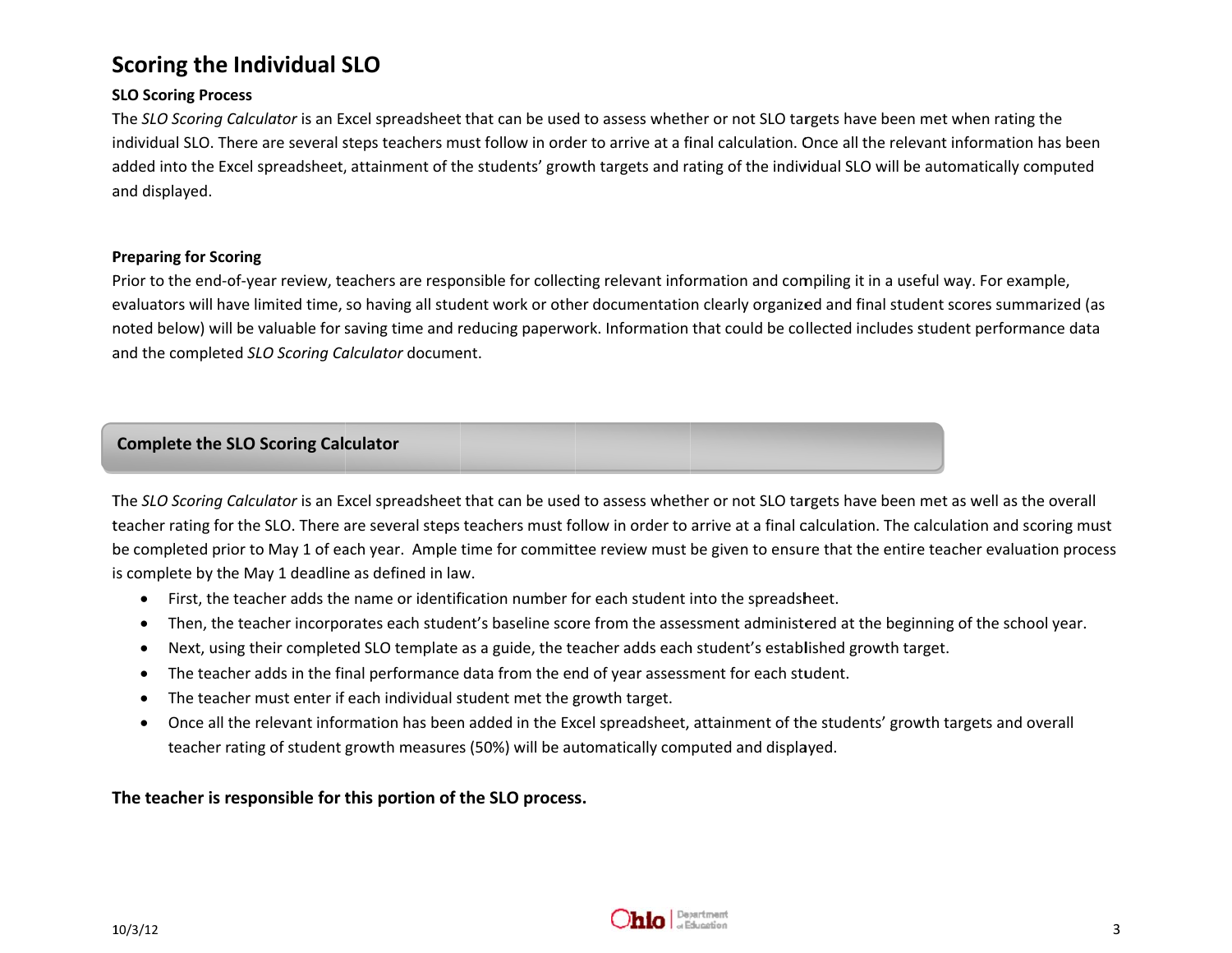# Scoring the Individual SLO

**SLO Scoring Process**

The *SLO Scoring Calculator* is an Excel spreadsheet that can be used to assess whether or not SLO targets have been met when rating the individual SLO. There are several steps teachers must follow in order to arrive at a final calculation. Once all the relevant information has been added into the Excel spreadsheet, attainment of the students' growth targets and rating of the individual SLO will be automatically computed and displayed.

**Preparing for Scoring**

Prior to the end-of-year review, teachers are responsible for collecting relevant information and compiling it in a useful way. For example, evaluators will have limited time, so having all student work or other documentation clearly organized and final student scores summarized (as noted below) will be valuable for saving time and reducing paperwork. Information that could be collected includes student performance data and the completed *SLO Scoring Calculator* document.

## Complete the SLO Scoring Calculator

The *SLO Scoring Calculator* is an Excel spreadsheet that can be used to assess whether or not SLO targets have been met as well as the overall teacher rating for the SLO. There are several steps teachers must follow in order to arrive at a final calculation. The calculation and scoring must be completed prior to May 1 of each year. Ample time for committee review must be given to ensure that the entire teacher evaluation process is complete by the May 1 deadline as defined in law.

- First, the teacher adds the name or identification number for each student into the spreadsheet.
- Then, the teacher incorporates each student's baseline score from the assessment administered at the beginning of the school year.
- Next, using their completed SLO template as a guide, the teacher adds each student's established growth target.
- The teacher adds in the final performance data from the end of year assessment for each student.
- The teacher must enter if each individual student met the growth target.
- Once all the relevant information has been added in the Excel spreadsheet, attainment of the students' growth targets and overall teacher rating of student growth measures (50%) will be automatically computed and displayed.

**The teacher is responsible for this portion of the SLO process.**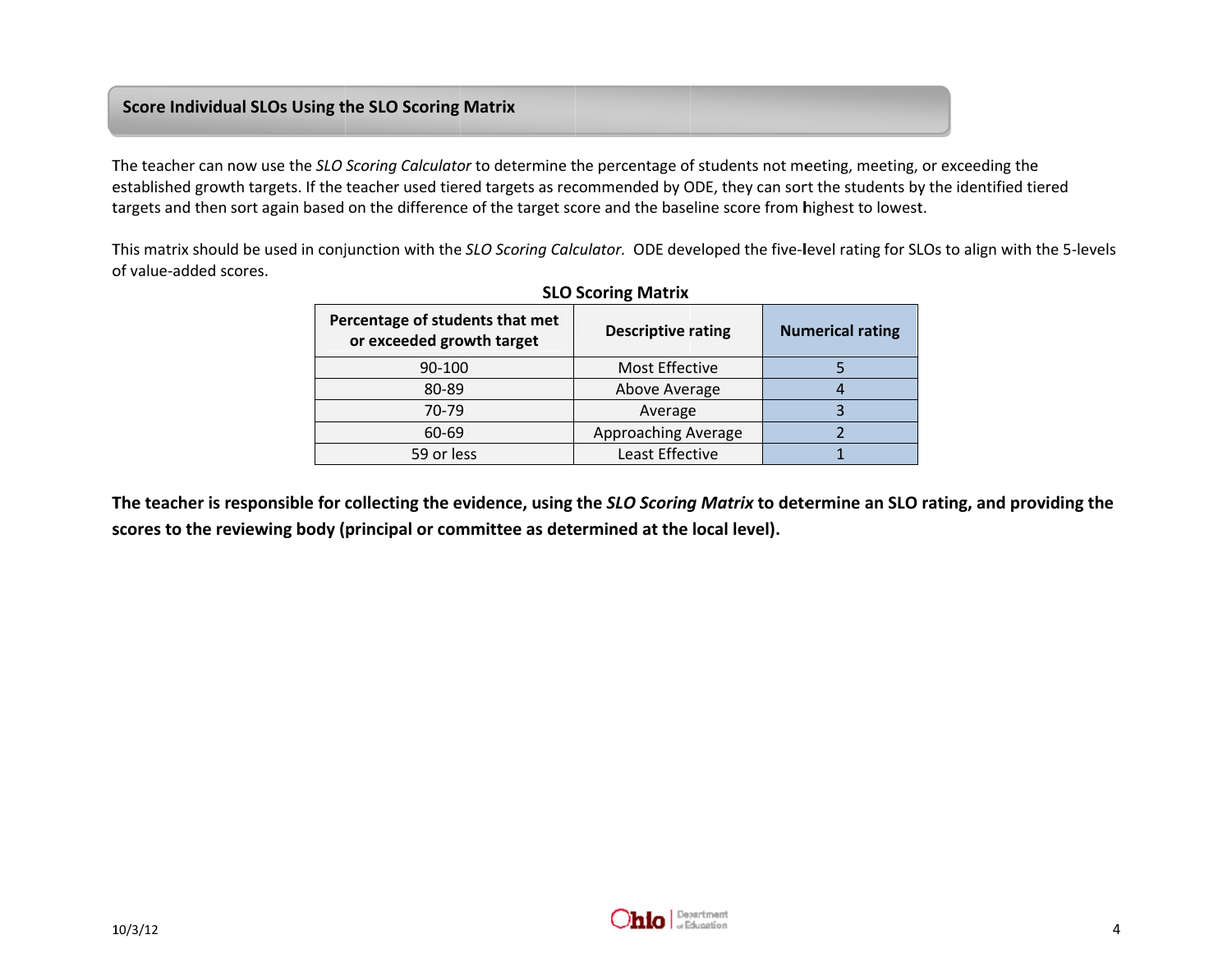## Score Individual SLOs Using the SLO Scoring Matrix

The teacher can now use the *SLO Scoring Calculator* to determine the percentage of students not meeting, meeting, or exceeding the established growth targets. If the teacher used tiered targets as recommended by ODE, they can sort the students by the identified tiered targets and then sort again based on the difference of the target score and the baseline score from highest to lowest.

This matrix should be used in conjunction with the *SLO Scoring Calculator.* ODE developed the five-level rating for SLOs to align with the 5-levels of value-added scores.

**SLO Scoring Matrix**

| Percentage of students that met or exceeded growth target | Descriptive rating | Numerical rating |
|---|---|---|
| 90-100 | Most Effective | 5 |
| 80-89 | Above Average | 4 |
| 70-79 | Average | 3 |
| 60-69 | Approaching Average | 2 |
| 59 or less | Least Effective | 1 |

**The teacher is responsible for collecting the evidence, using the *SLO Scoring Matrix* to determine an SLO rating, and providing the scores to the reviewing body (principal or committee as determined at the local level).**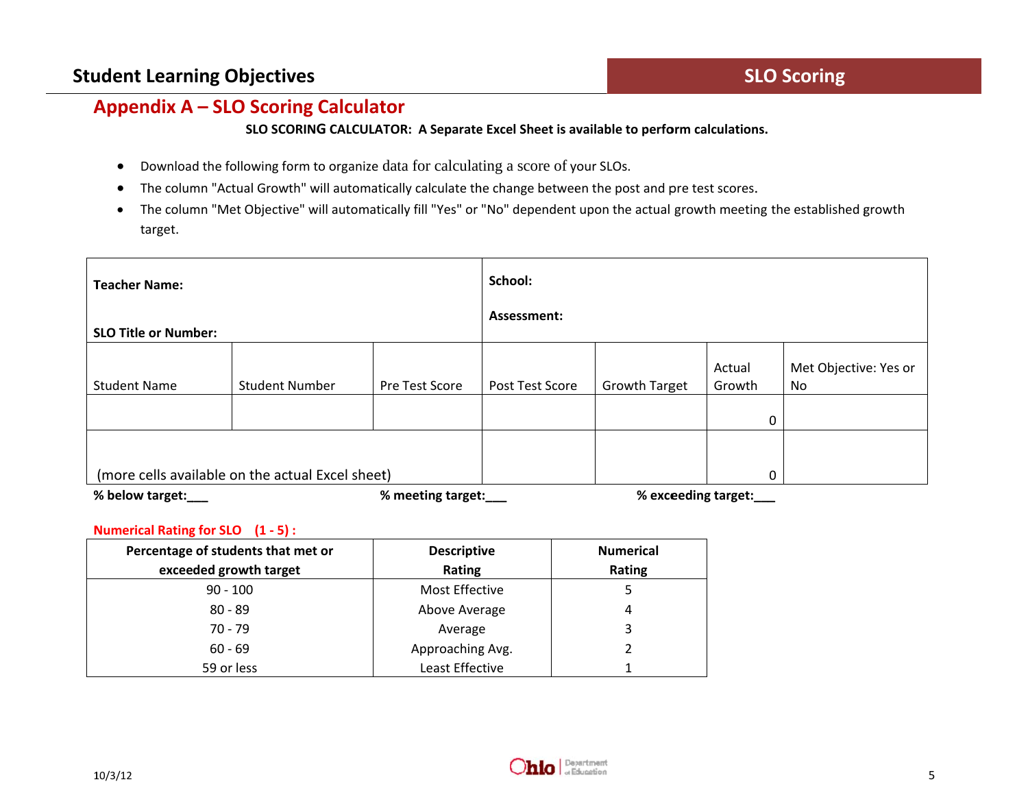## Appendix A – SLO Scoring Calculator

**SLO SCORING CALCULATOR: A Separate Excel Sheet is available to perform calculations.**

- Download the following form to organize data for calculating a score of your SLOs.
- The column "Actual Growth" will automatically calculate the change between the post and pre test scores.
- The column "Met Objective" will automatically fill "Yes" or "No" dependent upon the actual growth meeting the established growth target.

| **Teacher Name:**<br><br>**SLO Title or Number:** | | | **School:**<br><br>**Assessment:** | | | |
|---|---|---|---|---|---|---|
| Student Name | Student Number | Pre Test Score | Post Test Score | Growth Target | Actual Growth | Met Objective: Yes or No |
| | | | | | 0 | |
| (more cells available on the actual Excel sheet) | | | | | 0 | |

**% below target:___** **% meeting target:___** **% exceeding target:___**

**Numerical Rating for SLO (1 - 5) :**

| Percentage of students that met or exceeded growth target | Descriptive Rating | Numerical Rating |
|---|---|---|
| 90 - 100 | Most Effective | 5 |
| 80 - 89 | Above Average | 4 |
| 70 - 79 | Average | 3 |
| 60 - 69 | Approaching Avg. | 2 |
| 59 or less | Least Effective | 1 |